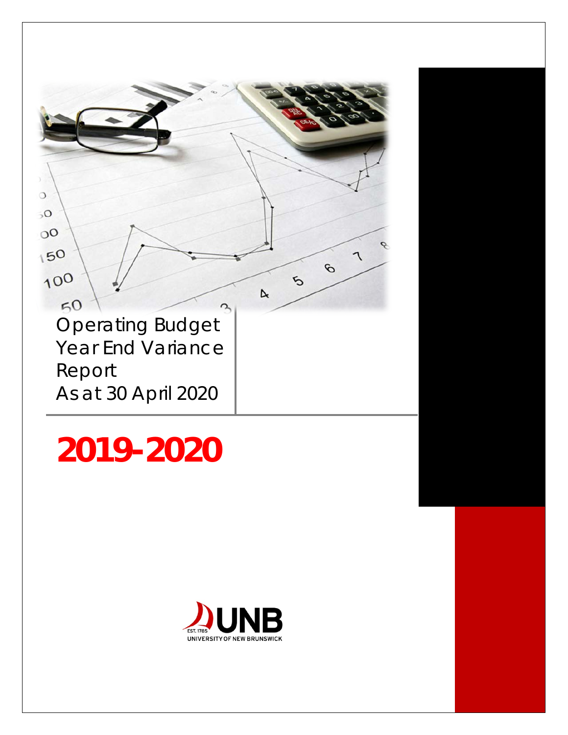# Operating Budget Year End Variance Report As at 30 April 2020

# 2019-2020

EST. 1785 UNB
UNIVERSITY OF NEW BRUNSWICK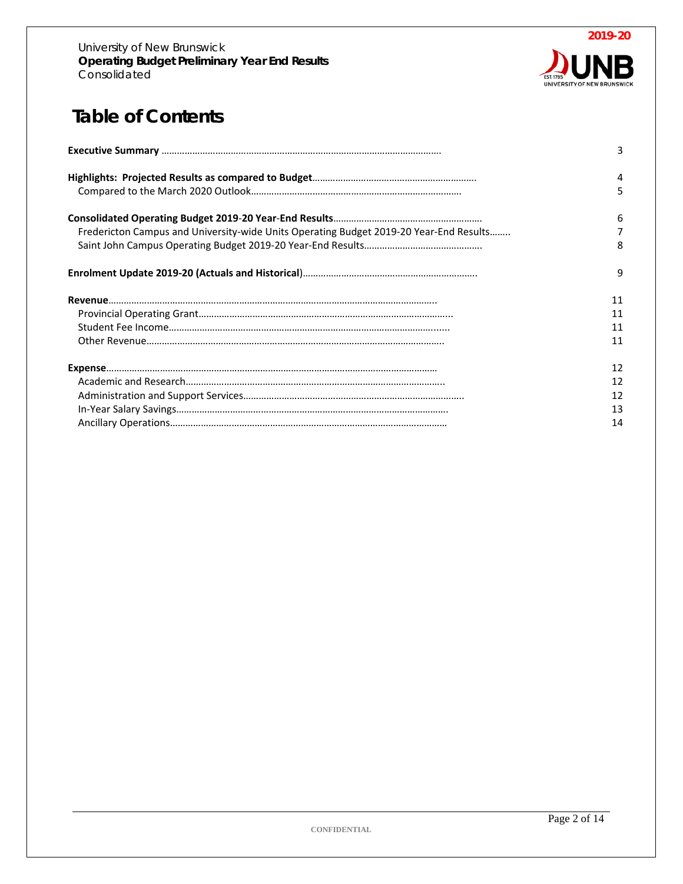# Table of Contents

| | |
|---|---|
| **Executive Summary** | 3 |
| **Highlights: Projected Results as compared to Budget** | 4 |
| Compared to the March 2020 Outlook | 5 |
| **Consolidated Operating Budget 2019-20 Year-End Results** | 6 |
| Fredericton Campus and University-wide Units Operating Budget 2019-20 Year-End Results | 7 |
| Saint John Campus Operating Budget 2019-20 Year-End Results | 8 |
| **Enrolment Update 2019-20 (Actuals and Historical)** | 9 |
| **Revenue** | 11 |
| Provincial Operating Grant | 11 |
| Student Fee Income | 11 |
| Other Revenue | 11 |
| **Expense** | 12 |
| Academic and Research | 12 |
| Administration and Support Services | 12 |
| In-Year Salary Savings | 13 |
| Ancillary Operations | 14 |

CONFIDENTIAL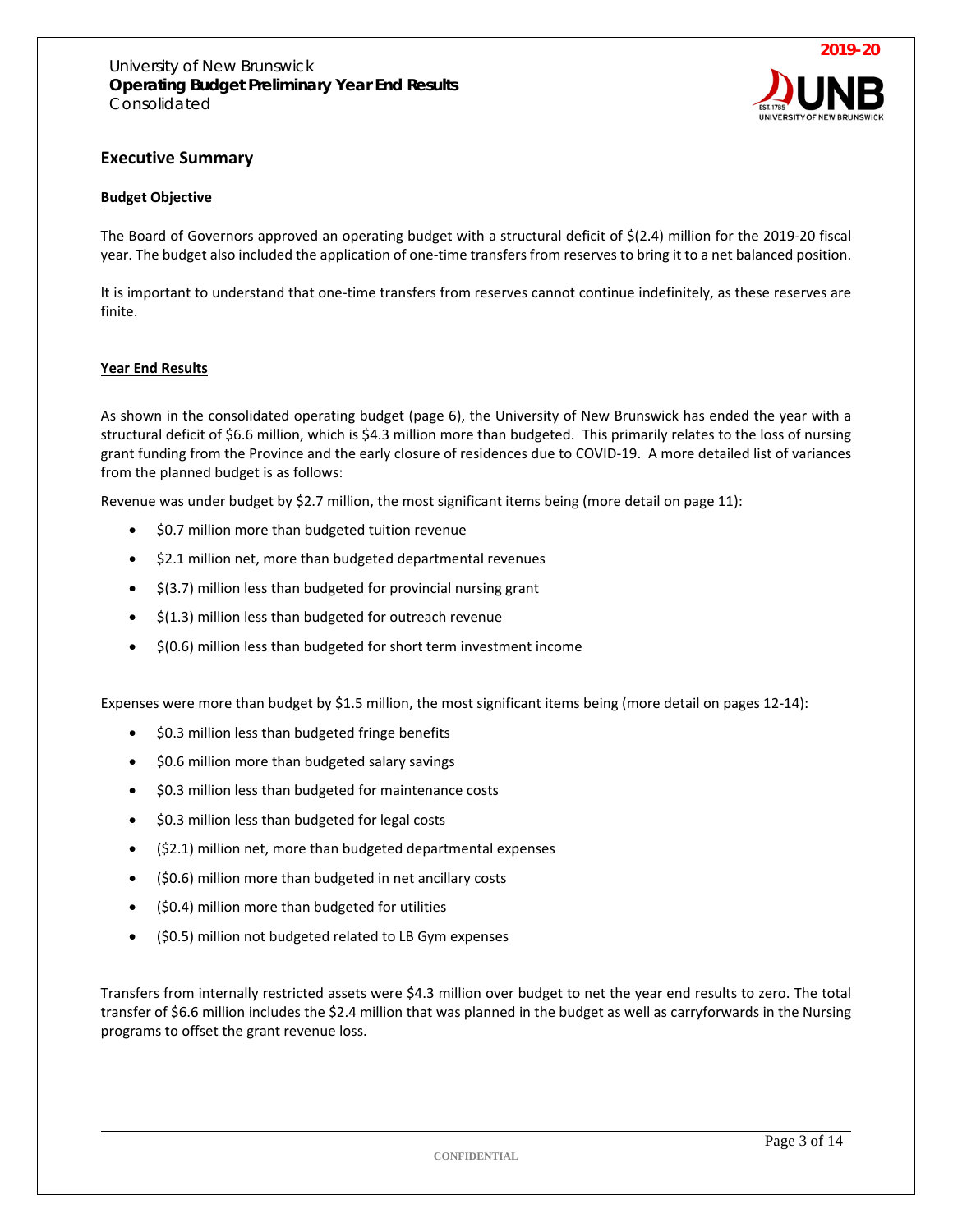# Executive Summary

## Budget Objective

The Board of Governors approved an operating budget with a structural deficit of $(2.4) million for the 2019-20 fiscal year. The budget also included the application of one-time transfers from reserves to bring it to a net balanced position.

It is important to understand that one-time transfers from reserves cannot continue indefinitely, as these reserves are finite.

## Year End Results

As shown in the consolidated operating budget (page 6), the University of New Brunswick has ended the year with a structural deficit of $6.6 million, which is $4.3 million more than budgeted. This primarily relates to the loss of nursing grant funding from the Province and the early closure of residences due to COVID-19. A more detailed list of variances from the planned budget is as follows:

Revenue was under budget by $2.7 million, the most significant items being (more detail on page 11):

- $0.7 million more than budgeted tuition revenue
- $2.1 million net, more than budgeted departmental revenues
- $(3.7) million less than budgeted for provincial nursing grant
- $(1.3) million less than budgeted for outreach revenue
- $(0.6) million less than budgeted for short term investment income

Expenses were more than budget by $1.5 million, the most significant items being (more detail on pages 12-14):

- $0.3 million less than budgeted fringe benefits
- $0.6 million more than budgeted salary savings
- $0.3 million less than budgeted for maintenance costs
- $0.3 million less than budgeted for legal costs
- ($2.1) million net, more than budgeted departmental expenses
- ($0.6) million more than budgeted in net ancillary costs
- ($0.4) million more than budgeted for utilities
- ($0.5) million not budgeted related to LB Gym expenses

Transfers from internally restricted assets were $4.3 million over budget to net the year end results to zero. The total transfer of $6.6 million includes the $2.4 million that was planned in the budget as well as carryforwards in the Nursing programs to offset the grant revenue loss.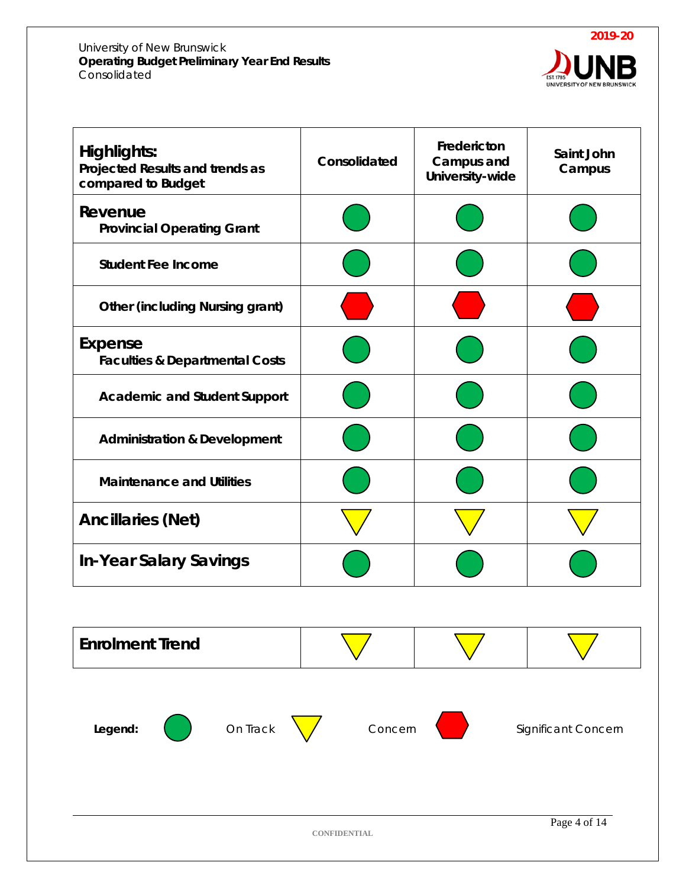University of New Brunswick
**Operating Budget Preliminary Year End Results**
Consolidated

**2019-20**

| **Highlights:** **Projected Results and trends as compared to Budget** | **Consolidated** | **Fredericton Campus and University-wide** | **Saint John Campus** |
|---|---|---|---|
| **Revenue** **Provincial Operating Grant** | On Track | On Track | On Track |
| **Student Fee Income** | On Track | On Track | On Track |
| **Other (including Nursing grant)** | Significant Concern | Significant Concern | Significant Concern |
| **Expense** **Faculties & Departmental Costs** | On Track | On Track | On Track |
| **Academic and Student Support** | On Track | On Track | On Track |
| **Administration & Development** | On Track | On Track | On Track |
| **Maintenance and Utilities** | On Track | On Track | On Track |
| **Ancillaries (Net)** | Concern | Concern | Concern |
| **In-Year Salary Savings** | On Track | On Track | On Track |

| **Enrolment Trend** | Concern | Concern | Concern |
|---|---|---|---|

**Legend:** On Track (green circle) · Concern (yellow triangle) · Significant Concern (red hexagon)

CONFIDENTIAL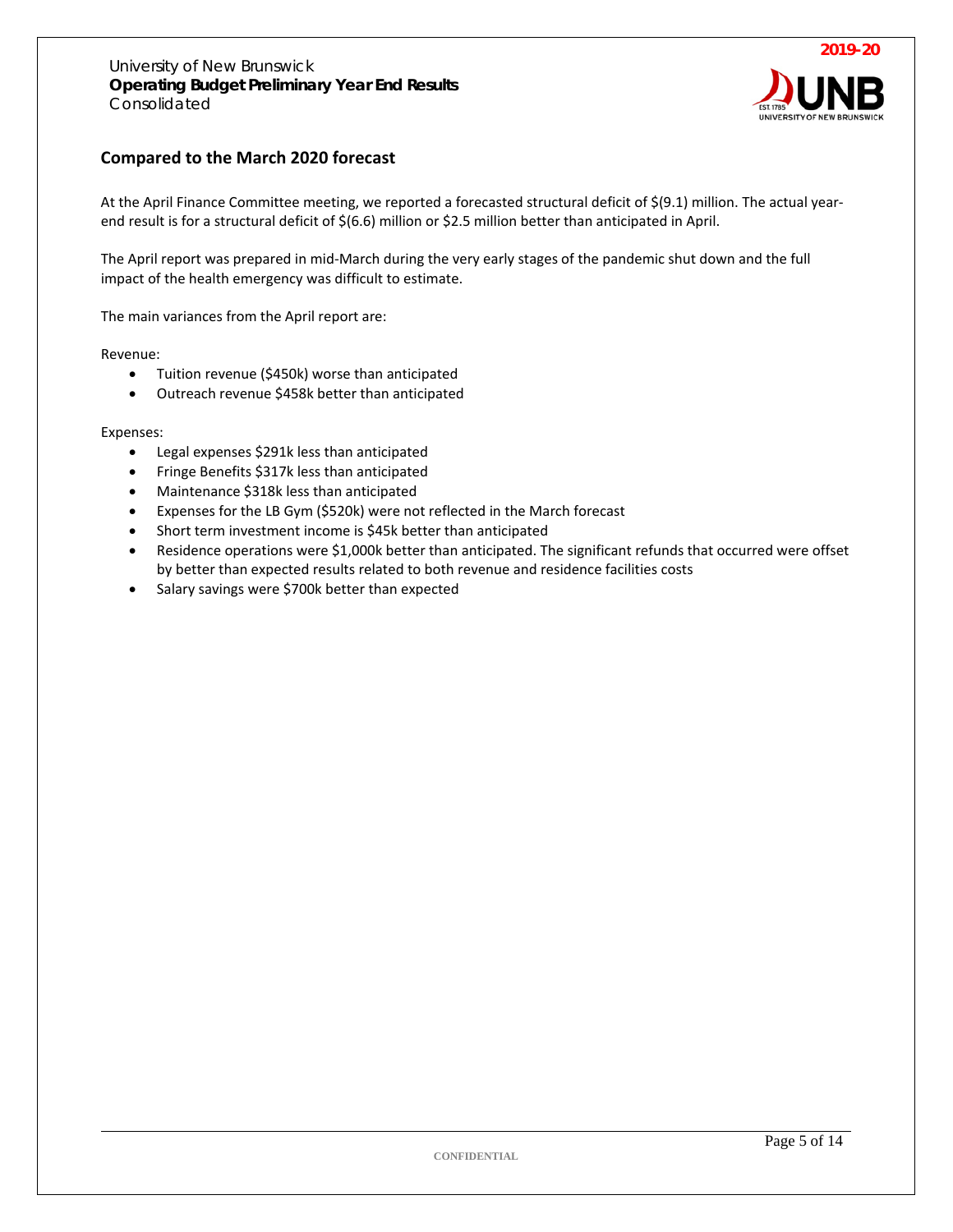## Compared to the March 2020 forecast

At the April Finance Committee meeting, we reported a forecasted structural deficit of $(9.1) million. The actual year-end result is for a structural deficit of $(6.6) million or $2.5 million better than anticipated in April.

The April report was prepared in mid-March during the very early stages of the pandemic shut down and the full impact of the health emergency was difficult to estimate.

The main variances from the April report are:

Revenue:

- Tuition revenue ($450k) worse than anticipated
- Outreach revenue $458k better than anticipated

Expenses:

- Legal expenses $291k less than anticipated
- Fringe Benefits $317k less than anticipated
- Maintenance $318k less than anticipated
- Expenses for the LB Gym ($520k) were not reflected in the March forecast
- Short term investment income is $45k better than anticipated
- Residence operations were $1,000k better than anticipated. The significant refunds that occurred were offset by better than expected results related to both revenue and residence facilities costs
- Salary savings were $700k better than expected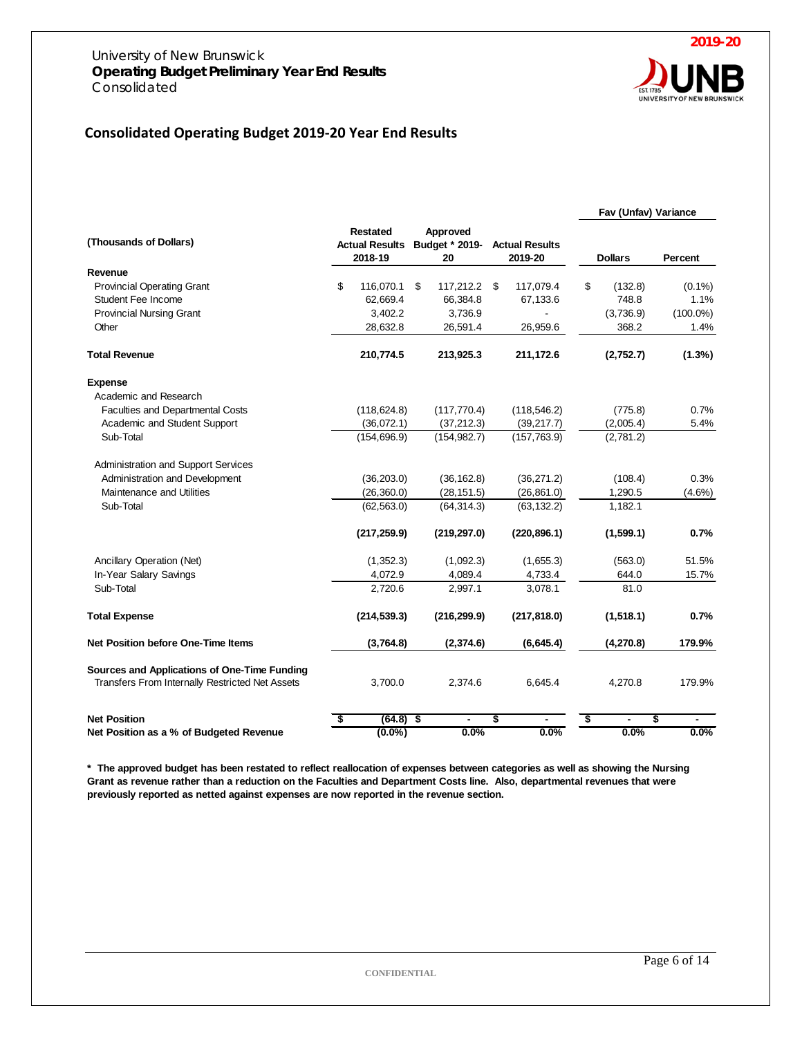University of New Brunswick
**Operating Budget Preliminary Year End Results**
Consolidated

2019-20

## Consolidated Operating Budget 2019-20 Year End Results

| (Thousands of Dollars) | Restated Actual Results 2018-19 | Approved Budget * 2019-20 | Actual Results 2019-20 | Fav (Unfav) Variance Dollars | Fav (Unfav) Variance Percent |
|---|---|---|---|---|---|
| **Revenue** | | | | | |
| Provincial Operating Grant | $ 116,070.1 | $ 117,212.2 | $ 117,079.4 | $ (132.8) | (0.1%) |
| Student Fee Income | 62,669.4 | 66,384.8 | 67,133.6 | 748.8 | 1.1% |
| Provincial Nursing Grant | 3,402.2 | 3,736.9 | - | (3,736.9) | (100.0%) |
| Other | 28,632.8 | 26,591.4 | 26,959.6 | 368.2 | 1.4% |
| **Total Revenue** | **210,774.5** | **213,925.3** | **211,172.6** | **(2,752.7)** | **(1.3%)** |
| **Expense** | | | | | |
| Academic and Research | | | | | |
| Faculties and Departmental Costs | (118,624.8) | (117,770.4) | (118,546.2) | (775.8) | 0.7% |
| Academic and Student Support | (36,072.1) | (37,212.3) | (39,217.7) | (2,005.4) | 5.4% |
| Sub-Total | (154,696.9) | (154,982.7) | (157,763.9) | (2,781.2) | |
| Administration and Support Services | | | | | |
| Administration and Development | (36,203.0) | (36,162.8) | (36,271.2) | (108.4) | 0.3% |
| Maintenance and Utilities | (26,360.0) | (28,151.5) | (26,861.0) | 1,290.5 | (4.6%) |
| Sub-Total | (62,563.0) | (64,314.3) | (63,132.2) | 1,182.1 | |
| | **(217,259.9)** | **(219,297.0)** | **(220,896.1)** | **(1,599.1)** | **0.7%** |
| Ancillary Operation (Net) | (1,352.3) | (1,092.3) | (1,655.3) | (563.0) | 51.5% |
| In-Year Salary Savings | 4,072.9 | 4,089.4 | 4,733.4 | 644.0 | 15.7% |
| Sub-Total | 2,720.6 | 2,997.1 | 3,078.1 | 81.0 | |
| **Total Expense** | **(214,539.3)** | **(216,299.9)** | **(217,818.0)** | **(1,518.1)** | **0.7%** |
| **Net Position before One-Time Items** | **(3,764.8)** | **(2,374.6)** | **(6,645.4)** | **(4,270.8)** | **179.9%** |
| **Sources and Applications of One-Time Funding** | | | | | |
| Transfers From Internally Restricted Net Assets | 3,700.0 | 2,374.6 | 6,645.4 | 4,270.8 | 179.9% |
| **Net Position** | **$ (64.8)** | **$ -** | **$ -** | **$ -** | **$ -** |
| **Net Position as a % of Budgeted Revenue** | **(0.0%)** | **0.0%** | **0.0%** | **0.0%** | **0.0%** |

**\* The approved budget has been restated to reflect reallocation of expenses between categories as well as showing the Nursing Grant as revenue rather than a reduction on the Faculties and Department Costs line. Also, departmental revenues that were previously reported as netted against expenses are now reported in the revenue section.**

CONFIDENTIAL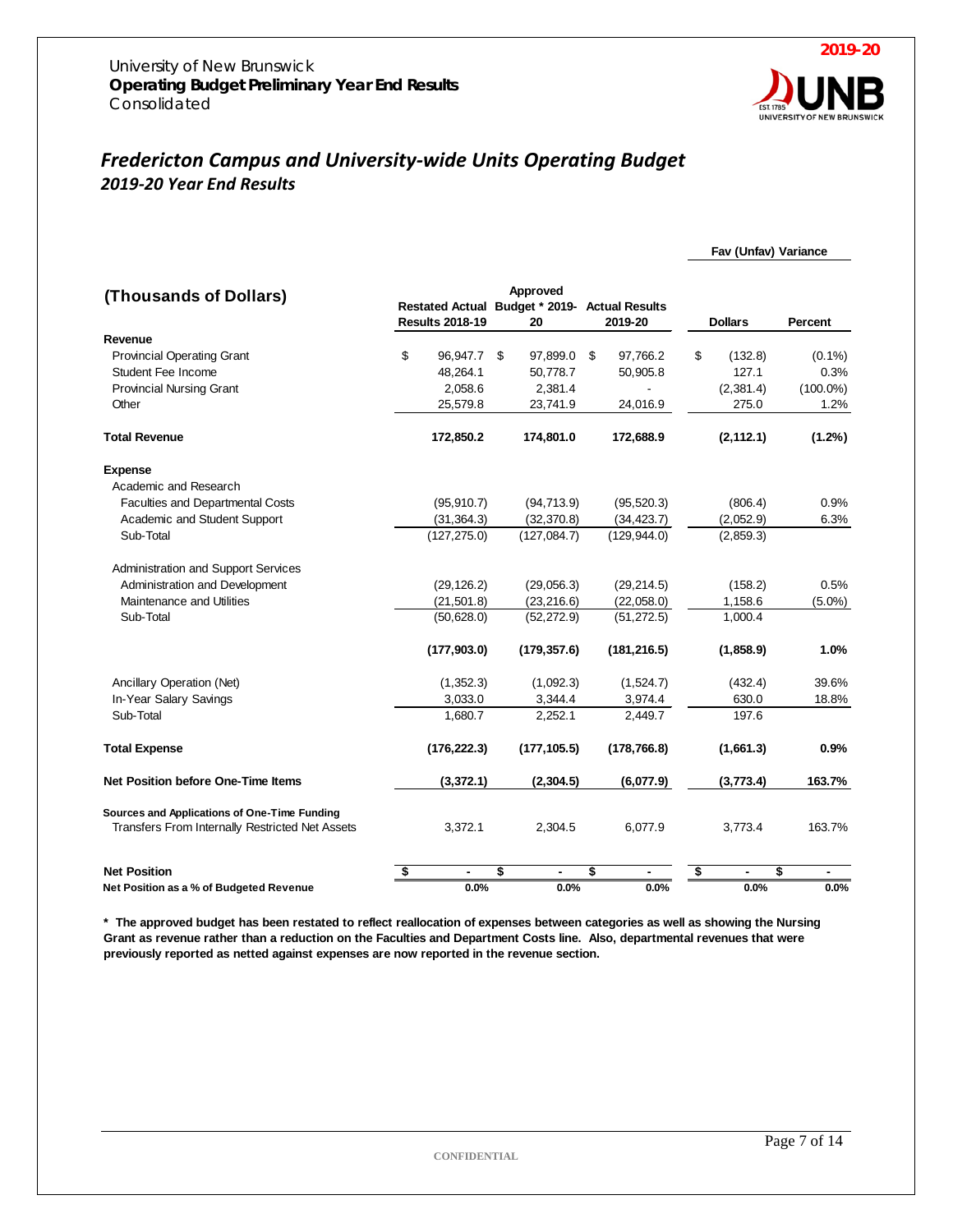University of New Brunswick
**Operating Budget Preliminary Year End Results**
Consolidated

**2019-20**

# *Fredericton Campus and University-wide Units Operating Budget*
## *2019-20 Year End Results*

| (Thousands of Dollars) | Restated Actual Results 2018-19 | Approved Budget * 2019-20 | Actual Results 2019-20 | Fav (Unfav) Variance Dollars | Fav (Unfav) Variance Percent |
|---|---|---|---|---|---|
| **Revenue** | | | | | |
| Provincial Operating Grant | $ 96,947.7 | $ 97,899.0 | $ 97,766.2 | $ (132.8) | (0.1%) |
| Student Fee Income | 48,264.1 | 50,778.7 | 50,905.8 | 127.1 | 0.3% |
| Provincial Nursing Grant | 2,058.6 | 2,381.4 | - | (2,381.4) | (100.0%) |
| Other | 25,579.8 | 23,741.9 | 24,016.9 | 275.0 | 1.2% |
| **Total Revenue** | **172,850.2** | **174,801.0** | **172,688.9** | **(2,112.1)** | **(1.2%)** |
| **Expense** | | | | | |
| Academic and Research | | | | | |
| Faculties and Departmental Costs | (95,910.7) | (94,713.9) | (95,520.3) | (806.4) | 0.9% |
| Academic and Student Support | (31,364.3) | (32,370.8) | (34,423.7) | (2,052.9) | 6.3% |
| Sub-Total | (127,275.0) | (127,084.7) | (129,944.0) | (2,859.3) | |
| Administration and Support Services | | | | | |
| Administration and Development | (29,126.2) | (29,056.3) | (29,214.5) | (158.2) | 0.5% |
| Maintenance and Utilities | (21,501.8) | (23,216.6) | (22,058.0) | 1,158.6 | (5.0%) |
| Sub-Total | (50,628.0) | (52,272.9) | (51,272.5) | 1,000.4 | |
| | **(177,903.0)** | **(179,357.6)** | **(181,216.5)** | **(1,858.9)** | **1.0%** |
| Ancillary Operation (Net) | (1,352.3) | (1,092.3) | (1,524.7) | (432.4) | 39.6% |
| In-Year Salary Savings | 3,033.0 | 3,344.4 | 3,974.4 | 630.0 | 18.8% |
| Sub-Total | 1,680.7 | 2,252.1 | 2,449.7 | 197.6 | |
| **Total Expense** | **(176,222.3)** | **(177,105.5)** | **(178,766.8)** | **(1,661.3)** | **0.9%** |
| **Net Position before One-Time Items** | **(3,372.1)** | **(2,304.5)** | **(6,077.9)** | **(3,773.4)** | **163.7%** |
| **Sources and Applications of One-Time Funding** | | | | | |
| Transfers From Internally Restricted Net Assets | 3,372.1 | 2,304.5 | 6,077.9 | 3,773.4 | 163.7% |
| **Net Position** | **$ -** | **$ -** | **$ -** | **$ -** | **$ -** |
| **Net Position as a % of Budgeted Revenue** | **0.0%** | **0.0%** | **0.0%** | **0.0%** | **0.0%** |

**\* The approved budget has been restated to reflect reallocation of expenses between categories as well as showing the Nursing Grant as revenue rather than a reduction on the Faculties and Department Costs line. Also, departmental revenues that were previously reported as netted against expenses are now reported in the revenue section.**

CONFIDENTIAL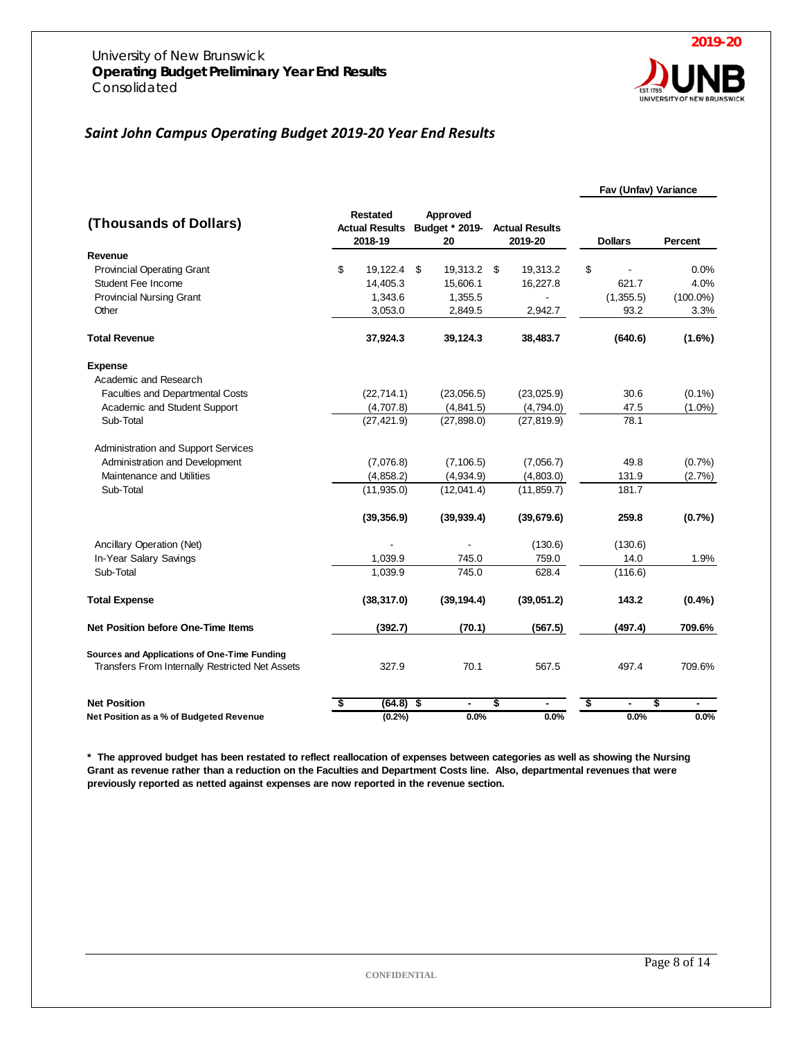University of New Brunswick
**Operating Budget Preliminary Year End Results**
Consolidated

2019-20

## *Saint John Campus Operating Budget 2019-20 Year End Results*

| (Thousands of Dollars) | Restated Actual Results 2018-19 | Approved Budget * 2019-20 | Actual Results 2019-20 | Fav (Unfav) Variance Dollars | Fav (Unfav) Variance Percent |
|---|---|---|---|---|---|
| **Revenue** | | | | | |
| Provincial Operating Grant | $ 19,122.4 | $ 19,313.2 | $ 19,313.2 | $ - | 0.0% |
| Student Fee Income | 14,405.3 | 15,606.1 | 16,227.8 | 621.7 | 4.0% |
| Provincial Nursing Grant | 1,343.6 | 1,355.5 | - | (1,355.5) | (100.0%) |
| Other | 3,053.0 | 2,849.5 | 2,942.7 | 93.2 | 3.3% |
| **Total Revenue** | **37,924.3** | **39,124.3** | **38,483.7** | **(640.6)** | **(1.6%)** |
| **Expense** | | | | | |
| Academic and Research | | | | | |
| Faculties and Departmental Costs | (22,714.1) | (23,056.5) | (23,025.9) | 30.6 | (0.1%) |
| Academic and Student Support | (4,707.8) | (4,841.5) | (4,794.0) | 47.5 | (1.0%) |
| Sub-Total | (27,421.9) | (27,898.0) | (27,819.9) | 78.1 | |
| Administration and Support Services | | | | | |
| Administration and Development | (7,076.8) | (7,106.5) | (7,056.7) | 49.8 | (0.7%) |
| Maintenance and Utilities | (4,858.2) | (4,934.9) | (4,803.0) | 131.9 | (2.7%) |
| Sub-Total | (11,935.0) | (12,041.4) | (11,859.7) | 181.7 | |
| | **(39,356.9)** | **(39,939.4)** | **(39,679.6)** | **259.8** | **(0.7%)** |
| Ancillary Operation (Net) | - | - | (130.6) | (130.6) | |
| In-Year Salary Savings | 1,039.9 | 745.0 | 759.0 | 14.0 | 1.9% |
| Sub-Total | 1,039.9 | 745.0 | 628.4 | (116.6) | |
| **Total Expense** | **(38,317.0)** | **(39,194.4)** | **(39,051.2)** | **143.2** | **(0.4%)** |
| **Net Position before One-Time Items** | **(392.7)** | **(70.1)** | **(567.5)** | **(497.4)** | **709.6%** |
| **Sources and Applications of One-Time Funding** | | | | | |
| Transfers From Internally Restricted Net Assets | 327.9 | 70.1 | 567.5 | 497.4 | 709.6% |
| **Net Position** | **$ (64.8)** | **$ -** | **$ -** | **$ -** | **$ -** |
| **Net Position as a % of Budgeted Revenue** | **(0.2%)** | **0.0%** | **0.0%** | **0.0%** | **0.0%** |

**\* The approved budget has been restated to reflect reallocation of expenses between categories as well as showing the Nursing Grant as revenue rather than a reduction on the Faculties and Department Costs line. Also, departmental revenues that were previously reported as netted against expenses are now reported in the revenue section.**

CONFIDENTIAL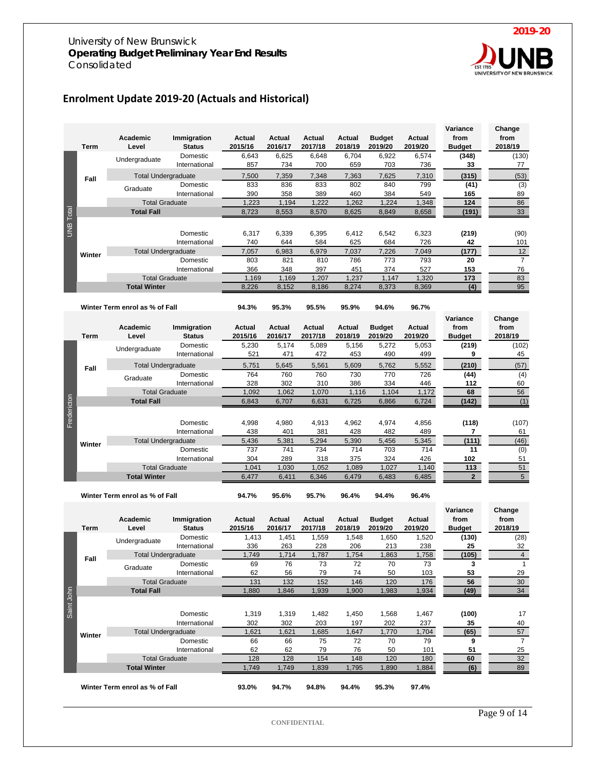University of New Brunswick
**Operating Budget Preliminary Year End Results**
Consolidated

## Enrolment Update 2019-20 (Actuals and Historical)

### UNB Total

| Term | Academic Level | Immigration Status | Actual 2015/16 | Actual 2016/17 | Actual 2017/18 | Actual 2018/19 | Budget 2019/20 | Actual 2019/20 | Variance from Budget | Change from 2018/19 |
|---|---|---|---|---|---|---|---|---|---|---|
| Fall | Undergraduate | Domestic | 6,643 | 6,625 | 6,648 | 6,704 | 6,922 | 6,574 | **(348)** | (130) |
| | | International | 857 | 734 | 700 | 659 | 703 | 736 | **33** | 77 |
| | Total Undergraduate | | 7,500 | 7,359 | 7,348 | 7,363 | 7,625 | 7,310 | **(315)** | (53) |
| | Graduate | Domestic | 833 | 836 | 833 | 802 | 840 | 799 | **(41)** | (3) |
| | | International | 390 | 358 | 389 | 460 | 384 | 549 | **165** | 89 |
| | Total Graduate | | 1,223 | 1,194 | 1,222 | 1,262 | 1,224 | 1,348 | **124** | 86 |
| | **Total Fall** | | 8,723 | 8,553 | 8,570 | 8,625 | 8,849 | 8,658 | **(191)** | 33 |
| Winter | | Domestic | 6,317 | 6,339 | 6,395 | 6,412 | 6,542 | 6,323 | **(219)** | (90) |
| | | International | 740 | 644 | 584 | 625 | 684 | 726 | **42** | 101 |
| | Total Undergraduate | | 7,057 | 6,983 | 6,979 | 7,037 | 7,226 | 7,049 | **(177)** | 12 |
| | | Domestic | 803 | 821 | 810 | 786 | 773 | 793 | **20** | 7 |
| | | International | 366 | 348 | 397 | 451 | 374 | 527 | **153** | 76 |
| | Total Graduate | | 1,169 | 1,169 | 1,207 | 1,237 | 1,147 | 1,320 | **173** | 83 |
| | **Total Winter** | | 8,226 | 8,152 | 8,186 | 8,274 | 8,373 | 8,369 | **(4)** | 95 |
| **Winter Term enrol as % of Fall** | | | **94.3%** | **95.3%** | **95.5%** | **95.9%** | **94.6%** | **96.7%** | | |

### Fredericton

| Term | Academic Level | Immigration Status | Actual 2015/16 | Actual 2016/17 | Actual 2017/18 | Actual 2018/19 | Budget 2019/20 | Actual 2019/20 | Variance from Budget | Change from 2018/19 |
|---|---|---|---|---|---|---|---|---|---|---|
| Fall | Undergraduate | Domestic | 5,230 | 5,174 | 5,089 | 5,156 | 5,272 | 5,053 | **(219)** | (102) |
| | | International | 521 | 471 | 472 | 453 | 490 | 499 | **9** | 45 |
| | Total Undergraduate | | 5,751 | 5,645 | 5,561 | 5,609 | 5,762 | 5,552 | **(210)** | (57) |
| | Graduate | Domestic | 764 | 760 | 760 | 730 | 770 | 726 | **(44)** | (4) |
| | | International | 328 | 302 | 310 | 386 | 334 | 446 | **112** | 60 |
| | Total Graduate | | 1,092 | 1,062 | 1,070 | 1,116 | 1,104 | 1,172 | **68** | 56 |
| | **Total Fall** | | 6,843 | 6,707 | 6,631 | 6,725 | 6,866 | 6,724 | **(142)** | (1) |
| Winter | | Domestic | 4,998 | 4,980 | 4,913 | 4,962 | 4,974 | 4,856 | **(118)** | (107) |
| | | International | 438 | 401 | 381 | 428 | 482 | 489 | **7** | 61 |
| | Total Undergraduate | | 5,436 | 5,381 | 5,294 | 5,390 | 5,456 | 5,345 | **(111)** | (46) |
| | | Domestic | 737 | 741 | 734 | 714 | 703 | 714 | **11** | (0) |
| | | International | 304 | 289 | 318 | 375 | 324 | 426 | **102** | 51 |
| | Total Graduate | | 1,041 | 1,030 | 1,052 | 1,089 | 1,027 | 1,140 | **113** | 51 |
| | **Total Winter** | | 6,477 | 6,411 | 6,346 | 6,479 | 6,483 | 6,485 | **2** | 5 |
| **Winter Term enrol as % of Fall** | | | **94.7%** | **95.6%** | **95.7%** | **96.4%** | **94.4%** | **96.4%** | | |

### Saint John

| Term | Academic Level | Immigration Status | Actual 2015/16 | Actual 2016/17 | Actual 2017/18 | Actual 2018/19 | Budget 2019/20 | Actual 2019/20 | Variance from Budget | Change from 2018/19 |
|---|---|---|---|---|---|---|---|---|---|---|
| Fall | Undergraduate | Domestic | 1,413 | 1,451 | 1,559 | 1,548 | 1,650 | 1,520 | **(130)** | (28) |
| | | International | 336 | 263 | 228 | 206 | 213 | 238 | **25** | 32 |
| | Total Undergraduate | | 1,749 | 1,714 | 1,787 | 1,754 | 1,863 | 1,758 | **(105)** | 4 |
| | Graduate | Domestic | 69 | 76 | 73 | 72 | 70 | 73 | **3** | 1 |
| | | International | 62 | 56 | 79 | 74 | 50 | 103 | **53** | 29 |
| | Total Graduate | | 131 | 132 | 152 | 146 | 120 | 176 | **56** | 30 |
| | **Total Fall** | | 1,880 | 1,846 | 1,939 | 1,900 | 1,983 | 1,934 | **(49)** | 34 |
| Winter | | Domestic | 1,319 | 1,319 | 1,482 | 1,450 | 1,568 | 1,467 | **(100)** | 17 |
| | | International | 302 | 302 | 203 | 197 | 202 | 237 | **35** | 40 |
| | Total Undergraduate | | 1,621 | 1,621 | 1,685 | 1,647 | 1,770 | 1,704 | **(65)** | 57 |
| | | Domestic | 66 | 66 | 75 | 72 | 70 | 79 | **9** | 7 |
| | | International | 62 | 62 | 79 | 76 | 50 | 101 | **51** | 25 |
| | Total Graduate | | 128 | 128 | 154 | 148 | 120 | 180 | **60** | 32 |
| | **Total Winter** | | 1,749 | 1,749 | 1,839 | 1,795 | 1,890 | 1,884 | **(6)** | 89 |
| **Winter Term enrol as % of Fall** | | | **93.0%** | **94.7%** | **94.8%** | **94.4%** | **95.3%** | **97.4%** | | |

CONFIDENTIAL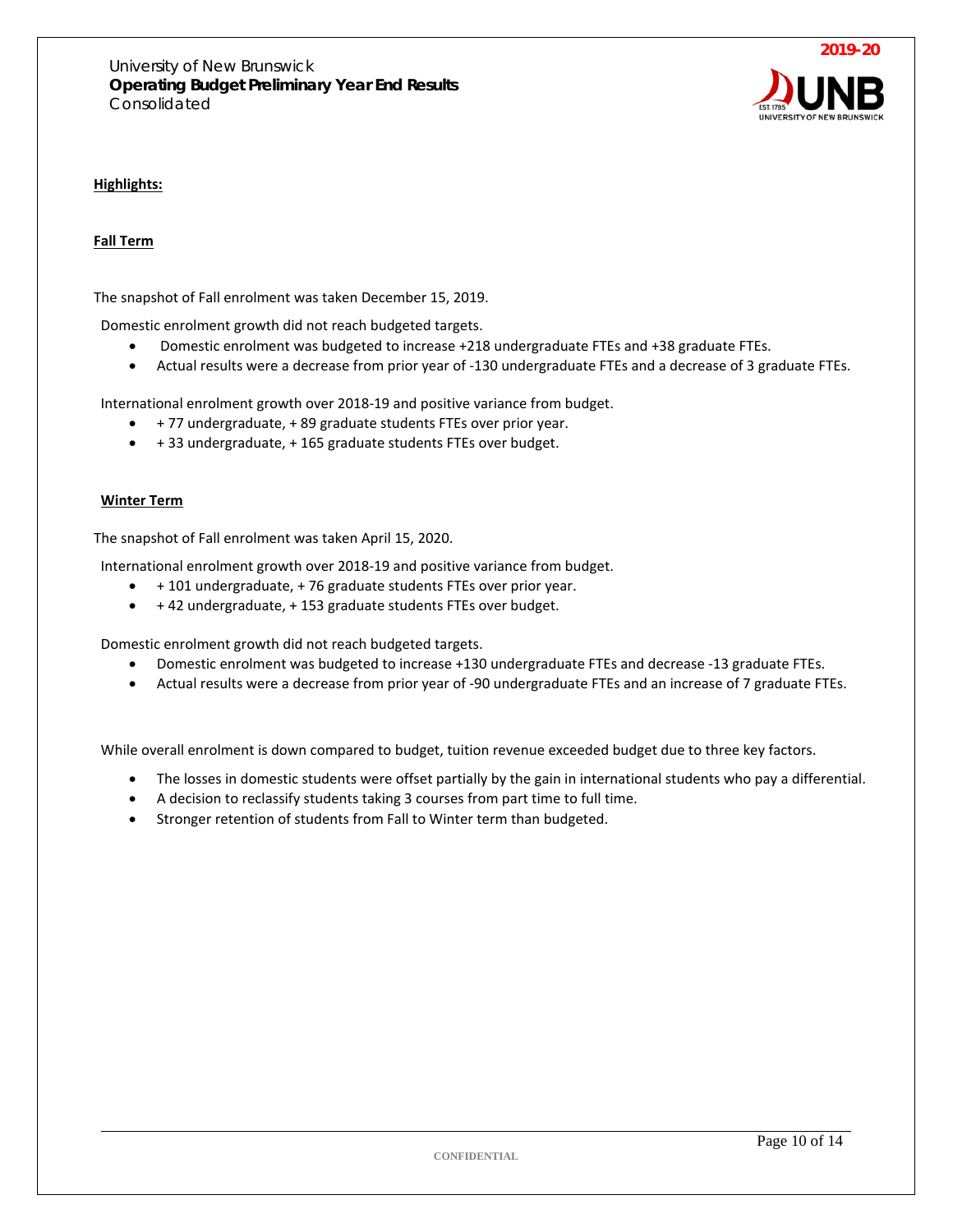University of New Brunswick
**Operating Budget Preliminary Year End Results**
Consolidated

**2019-20**

**Highlights:**

**Fall Term**

The snapshot of Fall enrolment was taken December 15, 2019.

Domestic enrolment growth did not reach budgeted targets.

- Domestic enrolment was budgeted to increase +218 undergraduate FTEs and +38 graduate FTEs.
- Actual results were a decrease from prior year of -130 undergraduate FTEs and a decrease of 3 graduate FTEs.

International enrolment growth over 2018-19 and positive variance from budget.

- + 77 undergraduate, + 89 graduate students FTEs over prior year.
- + 33 undergraduate, + 165 graduate students FTEs over budget.

**Winter Term**

The snapshot of Fall enrolment was taken April 15, 2020.

International enrolment growth over 2018-19 and positive variance from budget.

- + 101 undergraduate, + 76 graduate students FTEs over prior year.
- + 42 undergraduate, + 153 graduate students FTEs over budget.

Domestic enrolment growth did not reach budgeted targets.

- Domestic enrolment was budgeted to increase +130 undergraduate FTEs and decrease -13 graduate FTEs.
- Actual results were a decrease from prior year of -90 undergraduate FTEs and an increase of 7 graduate FTEs.

While overall enrolment is down compared to budget, tuition revenue exceeded budget due to three key factors.

- The losses in domestic students were offset partially by the gain in international students who pay a differential.
- A decision to reclassify students taking 3 courses from part time to full time.
- Stronger retention of students from Fall to Winter term than budgeted.

CONFIDENTIAL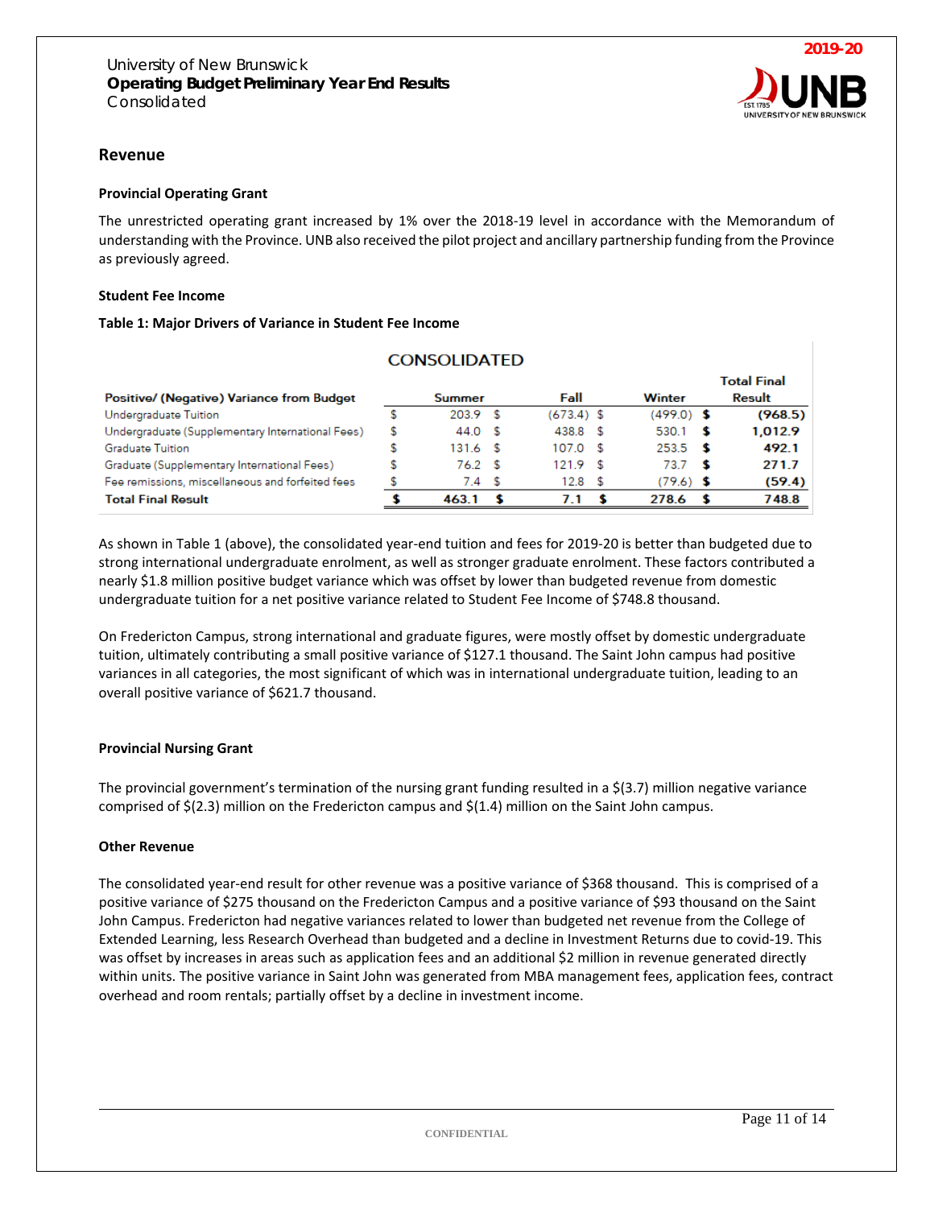University of New Brunswick
**Operating Budget Preliminary Year End Results**
Consolidated

2019-20

## Revenue

### Provincial Operating Grant

The unrestricted operating grant increased by 1% over the 2018-19 level in accordance with the Memorandum of understanding with the Province. UNB also received the pilot project and ancillary partnership funding from the Province as previously agreed.

### Student Fee Income

**Table 1: Major Drivers of Variance in Student Fee Income**

| CONSOLIDATED | | | | |
|---|---|---|---|---|
| **Positive/ (Negative) Variance from Budget** | **Summer** | **Fall** | **Winter** | **Total Final Result** |
| Undergraduate Tuition | $ 203.9 | $ (673.4) | $ (499.0) | **$ (968.5)** |
| Undergraduate (Supplementary International Fees) | $ 44.0 | $ 438.8 | $ 530.1 | **$ 1,012.9** |
| Graduate Tuition | $ 131.6 | $ 107.0 | $ 253.5 | **$ 492.1** |
| Graduate (Supplementary International Fees) | $ 76.2 | $ 121.9 | $ 73.7 | **$ 271.7** |
| Fee remissions, miscellaneous and forfeited fees | $ 7.4 | $ 12.8 | $ (79.6) | **$ (59.4)** |
| **Total Final Result** | **$ 463.1** | **$ 7.1** | **$ 278.6** | **$ 748.8** |

As shown in Table 1 (above), the consolidated year-end tuition and fees for 2019-20 is better than budgeted due to strong international undergraduate enrolment, as well as stronger graduate enrolment. These factors contributed a nearly $1.8 million positive budget variance which was offset by lower than budgeted revenue from domestic undergraduate tuition for a net positive variance related to Student Fee Income of $748.8 thousand.

On Fredericton Campus, strong international and graduate figures, were mostly offset by domestic undergraduate tuition, ultimately contributing a small positive variance of $127.1 thousand. The Saint John campus had positive variances in all categories, the most significant of which was in international undergraduate tuition, leading to an overall positive variance of $621.7 thousand.

### Provincial Nursing Grant

The provincial government's termination of the nursing grant funding resulted in a $(3.7) million negative variance comprised of $(2.3) million on the Fredericton campus and $(1.4) million on the Saint John campus.

### Other Revenue

The consolidated year-end result for other revenue was a positive variance of $368 thousand. This is comprised of a positive variance of $275 thousand on the Fredericton Campus and a positive variance of $93 thousand on the Saint John Campus. Fredericton had negative variances related to lower than budgeted net revenue from the College of Extended Learning, less Research Overhead than budgeted and a decline in Investment Returns due to covid-19. This was offset by increases in areas such as application fees and an additional $2 million in revenue generated directly within units. The positive variance in Saint John was generated from MBA management fees, application fees, contract overhead and room rentals; partially offset by a decline in investment income.

CONFIDENTIAL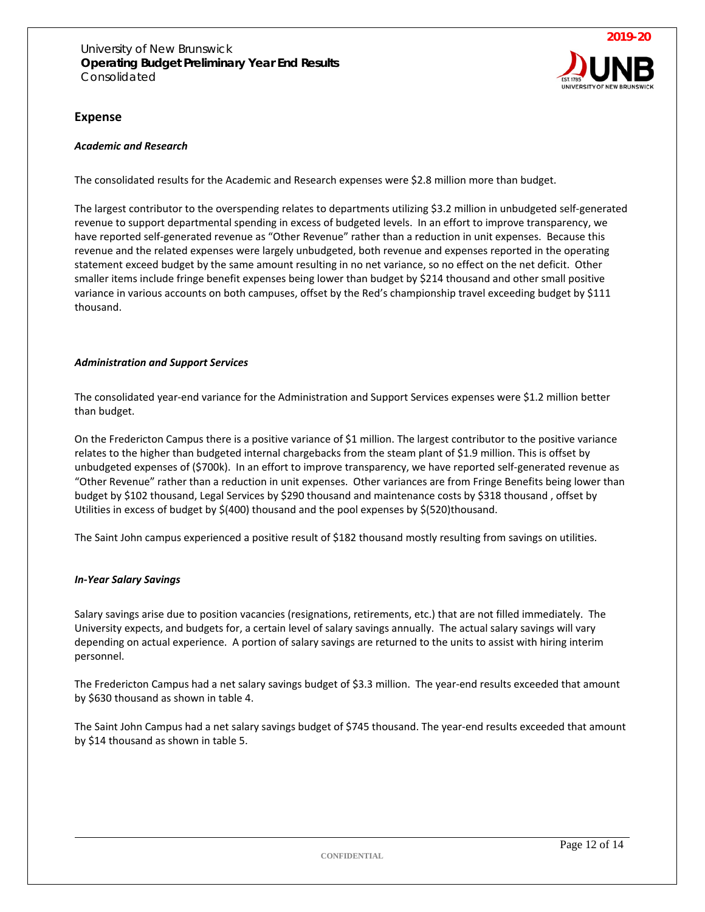## Expense

### *Academic and Research*

The consolidated results for the Academic and Research expenses were $2.8 million more than budget.

The largest contributor to the overspending relates to departments utilizing $3.2 million in unbudgeted self-generated revenue to support departmental spending in excess of budgeted levels. In an effort to improve transparency, we have reported self-generated revenue as “Other Revenue” rather than a reduction in unit expenses. Because this revenue and the related expenses were largely unbudgeted, both revenue and expenses reported in the operating statement exceed budget by the same amount resulting in no net variance, so no effect on the net deficit. Other smaller items include fringe benefit expenses being lower than budget by $214 thousand and other small positive variance in various accounts on both campuses, offset by the Red’s championship travel exceeding budget by $111 thousand.

### *Administration and Support Services*

The consolidated year-end variance for the Administration and Support Services expenses were $1.2 million better than budget.

On the Fredericton Campus there is a positive variance of $1 million. The largest contributor to the positive variance relates to the higher than budgeted internal chargebacks from the steam plant of $1.9 million. This is offset by unbudgeted expenses of ($700k). In an effort to improve transparency, we have reported self-generated revenue as “Other Revenue” rather than a reduction in unit expenses. Other variances are from Fringe Benefits being lower than budget by $102 thousand, Legal Services by $290 thousand and maintenance costs by $318 thousand , offset by Utilities in excess of budget by $(400) thousand and the pool expenses by $(520)thousand.

The Saint John campus experienced a positive result of $182 thousand mostly resulting from savings on utilities.

### *In-Year Salary Savings*

Salary savings arise due to position vacancies (resignations, retirements, etc.) that are not filled immediately. The University expects, and budgets for, a certain level of salary savings annually. The actual salary savings will vary depending on actual experience. A portion of salary savings are returned to the units to assist with hiring interim personnel.

The Fredericton Campus had a net salary savings budget of $3.3 million. The year-end results exceeded that amount by $630 thousand as shown in table 4.

The Saint John Campus had a net salary savings budget of $745 thousand. The year-end results exceeded that amount by $14 thousand as shown in table 5.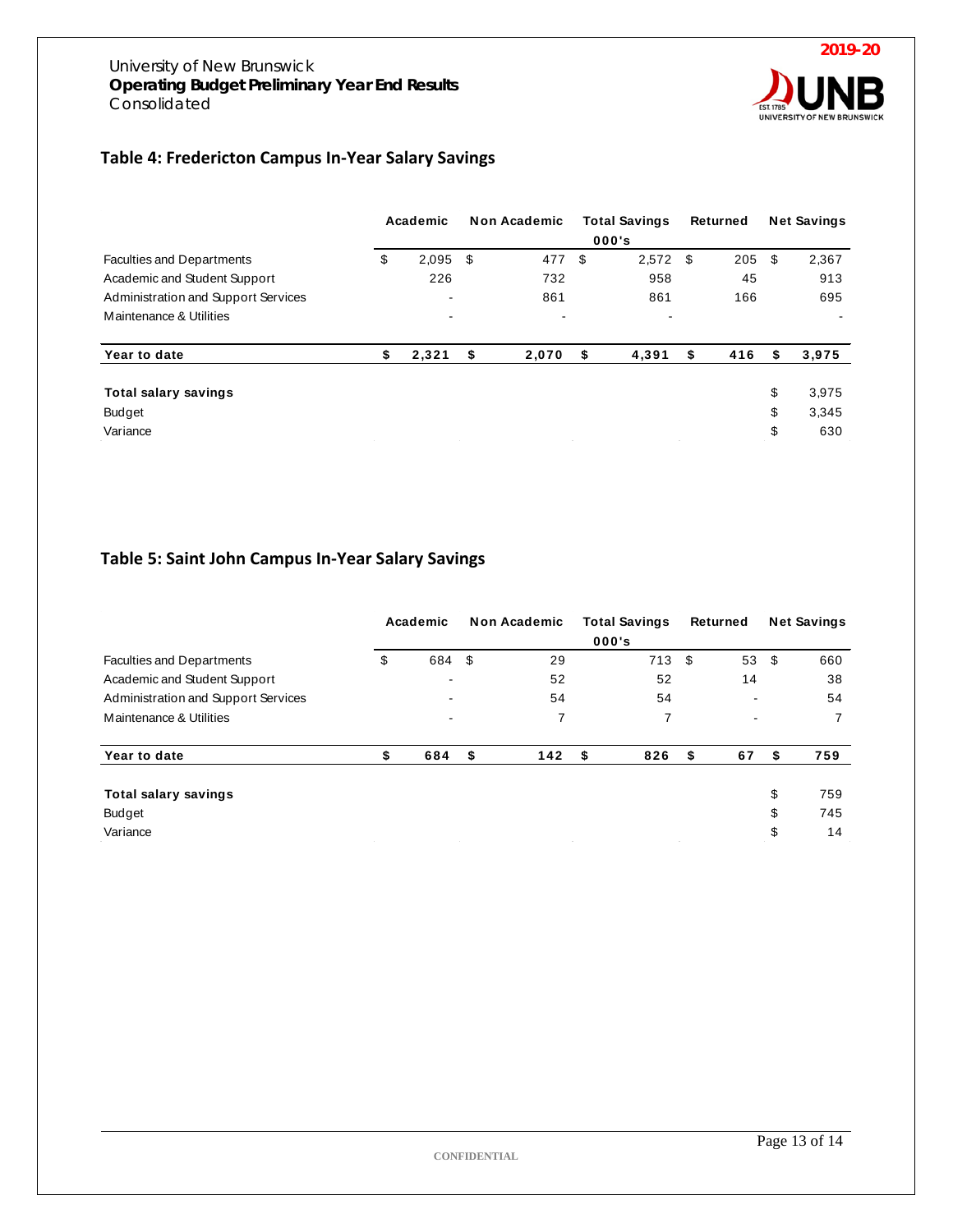University of New Brunswick
**Operating Budget Preliminary Year End Results**
Consolidated

**2019-20**

## Table 4: Fredericton Campus In-Year Salary Savings

| | Academic | Non Academic | Total Savings 000's | Returned | Net Savings |
|---|---|---|---|---|---|
| Faculties and Departments | $ 2,095 | $ 477 | $ 2,572 | $ 205 | $ 2,367 |
| Academic and Student Support | 226 | 732 | 958 | 45 | 913 |
| Administration and Support Services | - | 861 | 861 | 166 | 695 |
| Maintenance & Utilities | - | - | - | | - |
| **Year to date** | **$ 2,321** | **$ 2,070** | **$ 4,391** | **$ 416** | **$ 3,975** |
| **Total salary savings** | | | | | $ 3,975 |
| Budget | | | | | $ 3,345 |
| Variance | | | | | $ 630 |

## Table 5: Saint John Campus In-Year Salary Savings

| | Academic | Non Academic | Total Savings 000's | Returned | Net Savings |
|---|---|---|---|---|---|
| Faculties and Departments | $ 684 | $ 29 | 713 | $ 53 | $ 660 |
| Academic and Student Support | - | 52 | 52 | 14 | 38 |
| Administration and Support Services | - | 54 | 54 | - | 54 |
| Maintenance & Utilities | - | 7 | 7 | - | 7 |
| **Year to date** | **$ 684** | **$ 142** | **$ 826** | **$ 67** | **$ 759** |
| **Total salary savings** | | | | | $ 759 |
| Budget | | | | | $ 745 |
| Variance | | | | | $ 14 |

CONFIDENTIAL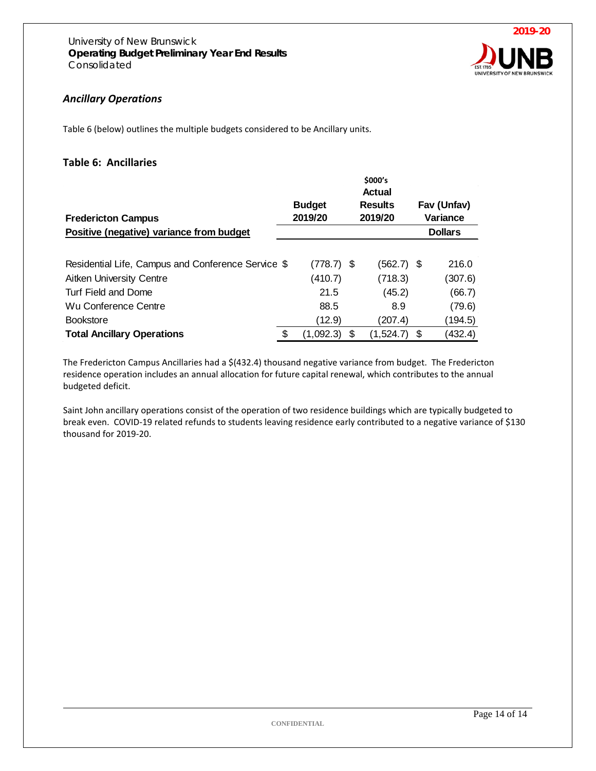### *Ancillary Operations*

Table 6 (below) outlines the multiple budgets considered to be Ancillary units.

### Table 6: Ancillaries

| **Fredericton Campus**<br>**Positive (negative) variance from budget** | **Budget 2019/20** | **$000's**<br>**Actual Results 2019/20** | **Fav (Unfav) Variance**<br>**Dollars** |
|---|---|---|---|
| Residential Life, Campus and Conference Service | $ (778.7) | $ (562.7) | $ 216.0 |
| Aitken University Centre | (410.7) | (718.3) | (307.6) |
| Turf Field and Dome | 21.5 | (45.2) | (66.7) |
| Wu Conference Centre | 88.5 | 8.9 | (79.6) |
| Bookstore | (12.9) | (207.4) | (194.5) |
| **Total Ancillary Operations** | $ (1,092.3) | $ (1,524.7) | $ (432.4) |

The Fredericton Campus Ancillaries had a $(432.4) thousand negative variance from budget. The Fredericton residence operation includes an annual allocation for future capital renewal, which contributes to the annual budgeted deficit.

Saint John ancillary operations consist of the operation of two residence buildings which are typically budgeted to break even. COVID-19 related refunds to students leaving residence early contributed to a negative variance of $130 thousand for 2019-20.